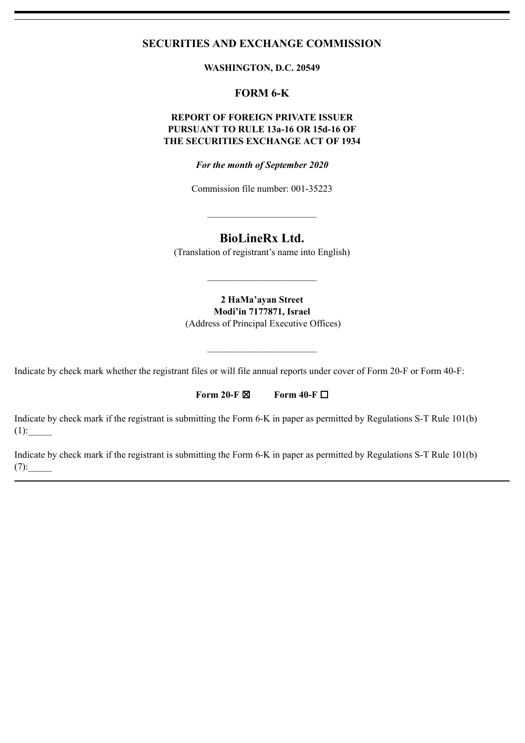# SECURITIES AND EXCHANGE COMMISSION

**WASHINGTON, D.C. 20549**

## FORM 6-K

**REPORT OF FOREIGN PRIVATE ISSUER**
**PURSUANT TO RULE 13a-16 OR 15d-16 OF**
**THE SECURITIES EXCHANGE ACT OF 1934**

***For the month of September 2020***

Commission file number: 001-35223

---

## BioLineRx Ltd.

(Translation of registrant's name into English)

---

**2 HaMa'ayan Street**
**Modi'in 7177871, Israel**
(Address of Principal Executive Offices)

---

Indicate by check mark whether the registrant files or will file annual reports under cover of Form 20-F or Form 40-F:

**Form 20-F** ☒ **Form 40-F** ☐

Indicate by check mark if the registrant is submitting the Form 6-K in paper as permitted by Regulations S-T Rule 101(b)(1):_____

Indicate by check mark if the registrant is submitting the Form 6-K in paper as permitted by Regulations S-T Rule 101(b)(7):_____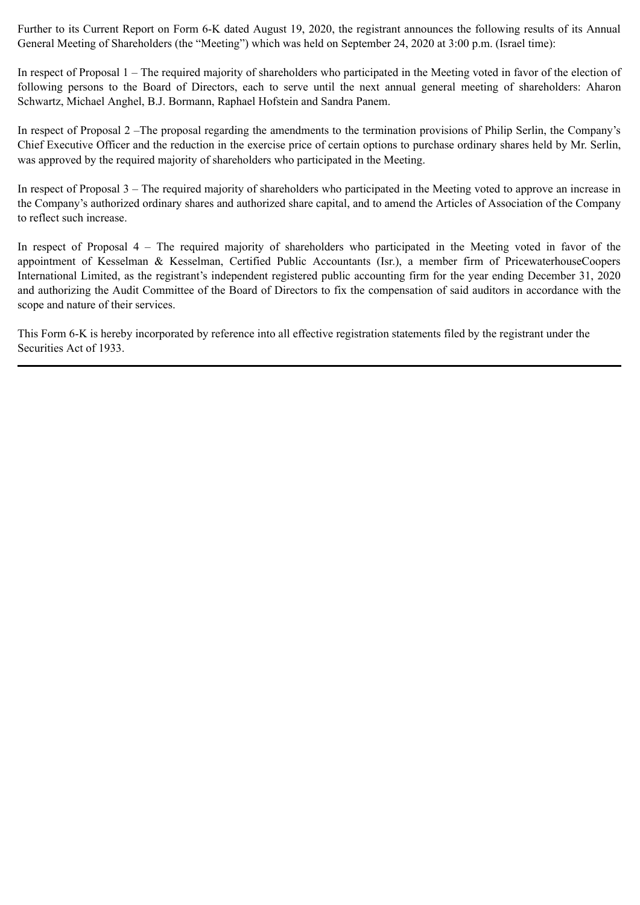Further to its Current Report on Form 6-K dated August 19, 2020, the registrant announces the following results of its Annual General Meeting of Shareholders (the "Meeting") which was held on September 24, 2020 at 3:00 p.m. (Israel time):

In respect of Proposal 1 – The required majority of shareholders who participated in the Meeting voted in favor of the election of following persons to the Board of Directors, each to serve until the next annual general meeting of shareholders: Aharon Schwartz, Michael Anghel, B.J. Bormann, Raphael Hofstein and Sandra Panem.

In respect of Proposal 2 –The proposal regarding the amendments to the termination provisions of Philip Serlin, the Company's Chief Executive Officer and the reduction in the exercise price of certain options to purchase ordinary shares held by Mr. Serlin, was approved by the required majority of shareholders who participated in the Meeting.

In respect of Proposal 3 – The required majority of shareholders who participated in the Meeting voted to approve an increase in the Company's authorized ordinary shares and authorized share capital, and to amend the Articles of Association of the Company to reflect such increase.

In respect of Proposal 4 – The required majority of shareholders who participated in the Meeting voted in favor of the appointment of Kesselman & Kesselman, Certified Public Accountants (Isr.), a member firm of PricewaterhouseCoopers International Limited, as the registrant's independent registered public accounting firm for the year ending December 31, 2020 and authorizing the Audit Committee of the Board of Directors to fix the compensation of said auditors in accordance with the scope and nature of their services.

This Form 6-K is hereby incorporated by reference into all effective registration statements filed by the registrant under the Securities Act of 1933.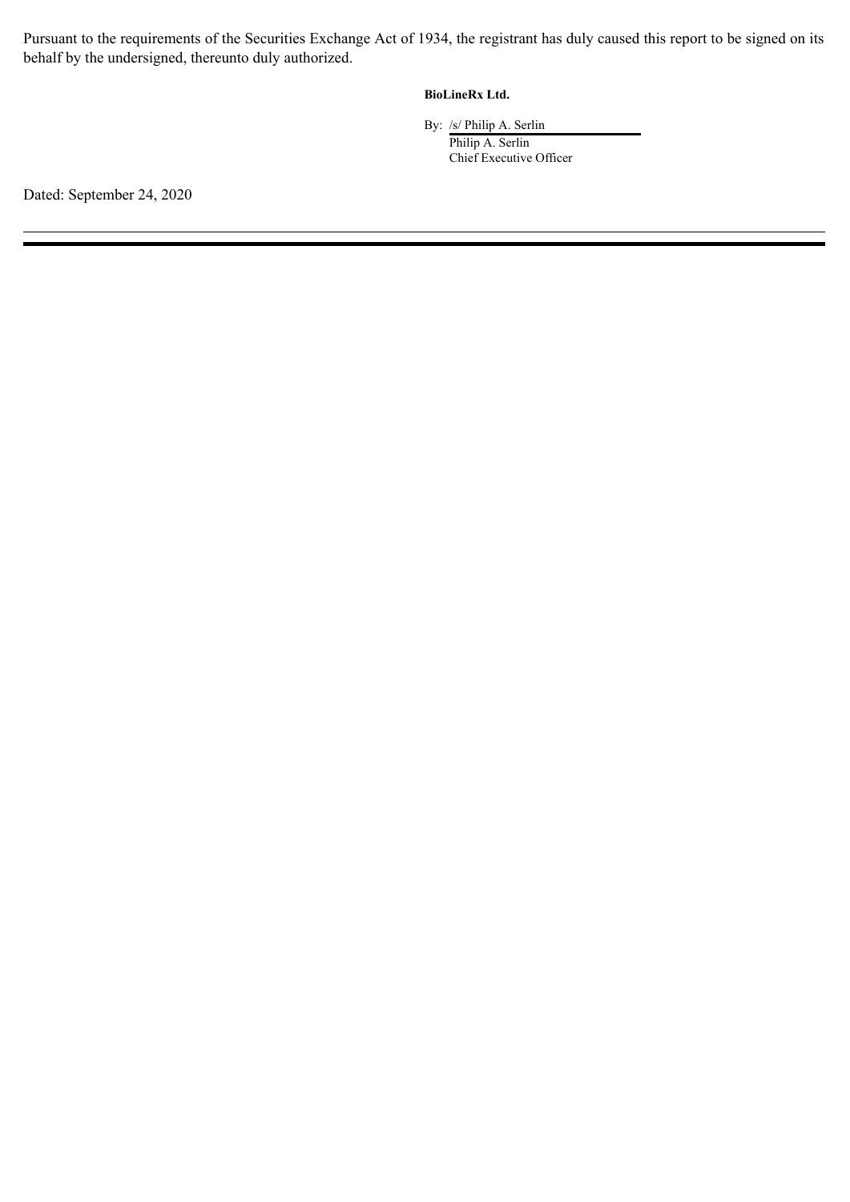Pursuant to the requirements of the Securities Exchange Act of 1934, the registrant has duly caused this report to be signed on its behalf by the undersigned, thereunto duly authorized.

**BioLineRx Ltd.**

By: /s/ Philip A. Serlin
Philip A. Serlin
Chief Executive Officer

Dated: September 24, 2020